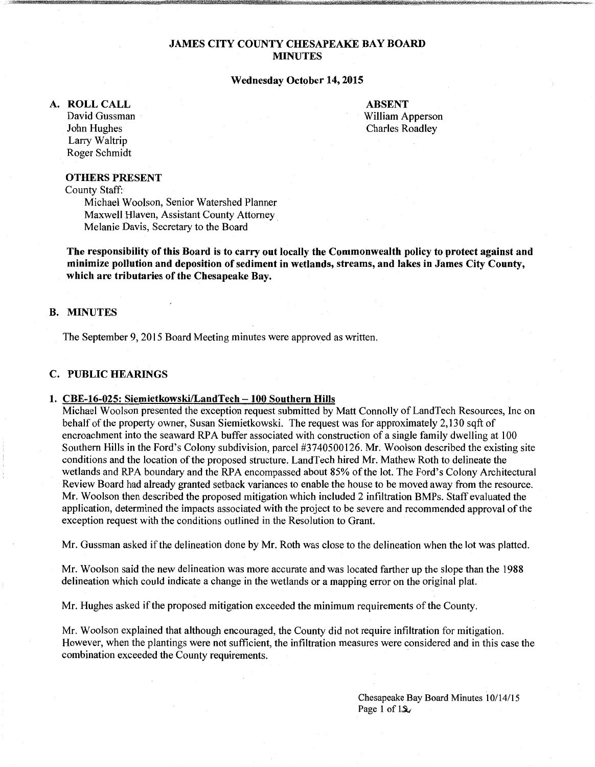# JAMES CITY COUNTY CHESAPEAKE BAY BOARD MINUTES

**Wednesday October 14, 2015**

## A. ROLL CALL

David Gussman
John Hughes
Larry Waltrip
Roger Schmidt

**ABSENT**
William Apperson
Charles Roadley

**OTHERS PRESENT**

County Staff:
Michael Woolson, Senior Watershed Planner
Maxwell Hlaven, Assistant County Attorney
Melanie Davis, Secretary to the Board

**The responsibility of this Board is to carry out locally the Commonwealth policy to protect against and minimize pollution and deposition of sediment in wetlands, streams, and lakes in James City County, which are tributaries of the Chesapeake Bay.**

## B. MINUTES

The September 9, 2015 Board Meeting minutes were approved as written.

## C. PUBLIC HEARINGS

### 1. CBE-16-025: Siemietkowski/LandTech – 100 Southern Hills

Michael Woolson presented the exception request submitted by Matt Connolly of LandTech Resources, Inc on behalf of the property owner, Susan Siemietkowski. The request was for approximately 2,130 sqft of encroachment into the seaward RPA buffer associated with construction of a single family dwelling at 100 Southern Hills in the Ford's Colony subdivision, parcel #3740500126. Mr. Woolson described the existing site conditions and the location of the proposed structure. LandTech hired Mr. Mathew Roth to delineate the wetlands and RPA boundary and the RPA encompassed about 85% of the lot. The Ford's Colony Architectural Review Board had already granted setback variances to enable the house to be moved away from the resource. Mr. Woolson then described the proposed mitigation which included 2 infiltration BMPs. Staff evaluated the application, determined the impacts associated with the project to be severe and recommended approval of the exception request with the conditions outlined in the Resolution to Grant.

Mr. Gussman asked if the delineation done by Mr. Roth was close to the delineation when the lot was platted.

Mr. Woolson said the new delineation was more accurate and was located farther up the slope than the 1988 delineation which could indicate a change in the wetlands or a mapping error on the original plat.

Mr. Hughes asked if the proposed mitigation exceeded the minimum requirements of the County.

Mr. Woolson explained that although encouraged, the County did not require infiltration for mitigation. However, when the plantings were not sufficient, the infiltration measures were considered and in this case the combination exceeded the County requirements.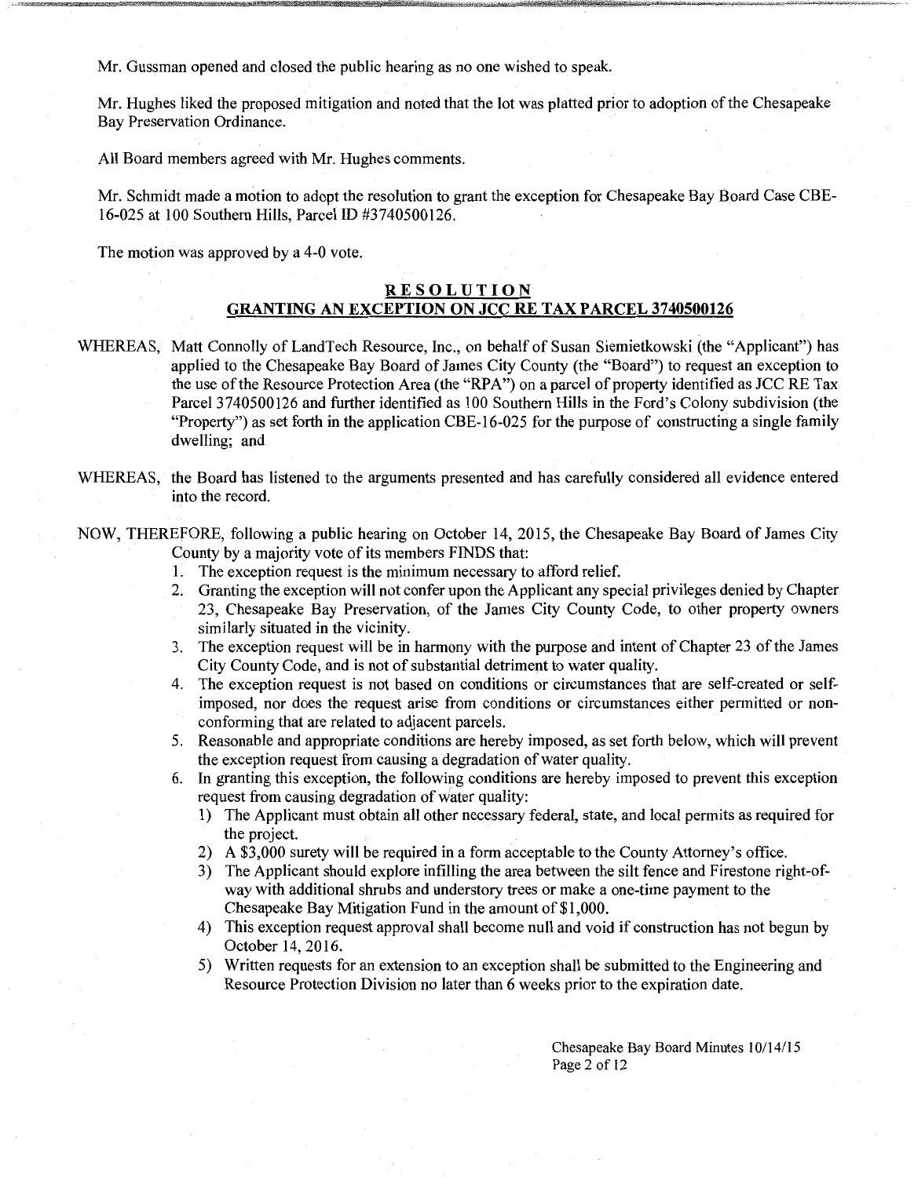Mr. Gussman opened and closed the public hearing as no one wished to speak.

Mr. Hughes liked the proposed mitigation and noted that the lot was platted prior to adoption of the Chesapeake Bay Preservation Ordinance.

All Board members agreed with Mr. Hughes comments.

Mr. Schmidt made a motion to adopt the resolution to grant the exception for Chesapeake Bay Board Case CBE-16-025 at 100 Southern Hills, Parcel ID #3740500126.

The motion was approved by a 4-0 vote.

## RESOLUTION
## GRANTING AN EXCEPTION ON JCC RE TAX PARCEL 3740500126

WHEREAS, Matt Connolly of LandTech Resource, Inc., on behalf of Susan Siemietkowski (the "Applicant") has applied to the Chesapeake Bay Board of James City County (the "Board") to request an exception to the use of the Resource Protection Area (the "RPA") on a parcel of property identified as JCC RE Tax Parcel 3740500126 and further identified as 100 Southern Hills in the Ford's Colony subdivision (the "Property") as set forth in the application CBE-16-025 for the purpose of constructing a single family dwelling; and

WHEREAS, the Board has listened to the arguments presented and has carefully considered all evidence entered into the record.

NOW, THEREFORE, following a public hearing on October 14, 2015, the Chesapeake Bay Board of James City County by a majority vote of its members FINDS that:

1. The exception request is the minimum necessary to afford relief.
2. Granting the exception will not confer upon the Applicant any special privileges denied by Chapter 23, Chesapeake Bay Preservation, of the James City County Code, to other property owners similarly situated in the vicinity.
3. The exception request will be in harmony with the purpose and intent of Chapter 23 of the James City County Code, and is not of substantial detriment to water quality.
4. The exception request is not based on conditions or circumstances that are self-created or self-imposed, nor does the request arise from conditions or circumstances either permitted or non-conforming that are related to adjacent parcels.
5. Reasonable and appropriate conditions are hereby imposed, as set forth below, which will prevent the exception request from causing a degradation of water quality.
6. In granting this exception, the following conditions are hereby imposed to prevent this exception request from causing degradation of water quality:
   1) The Applicant must obtain all other necessary federal, state, and local permits as required for the project.
   2) A $3,000 surety will be required in a form acceptable to the County Attorney's office.
   3) The Applicant should explore infilling the area between the silt fence and Firestone right-of-way with additional shrubs and understory trees or make a one-time payment to the Chesapeake Bay Mitigation Fund in the amount of $1,000.
   4) This exception request approval shall become null and void if construction has not begun by October 14, 2016.
   5) Written requests for an extension to an exception shall be submitted to the Engineering and Resource Protection Division no later than 6 weeks prior to the expiration date.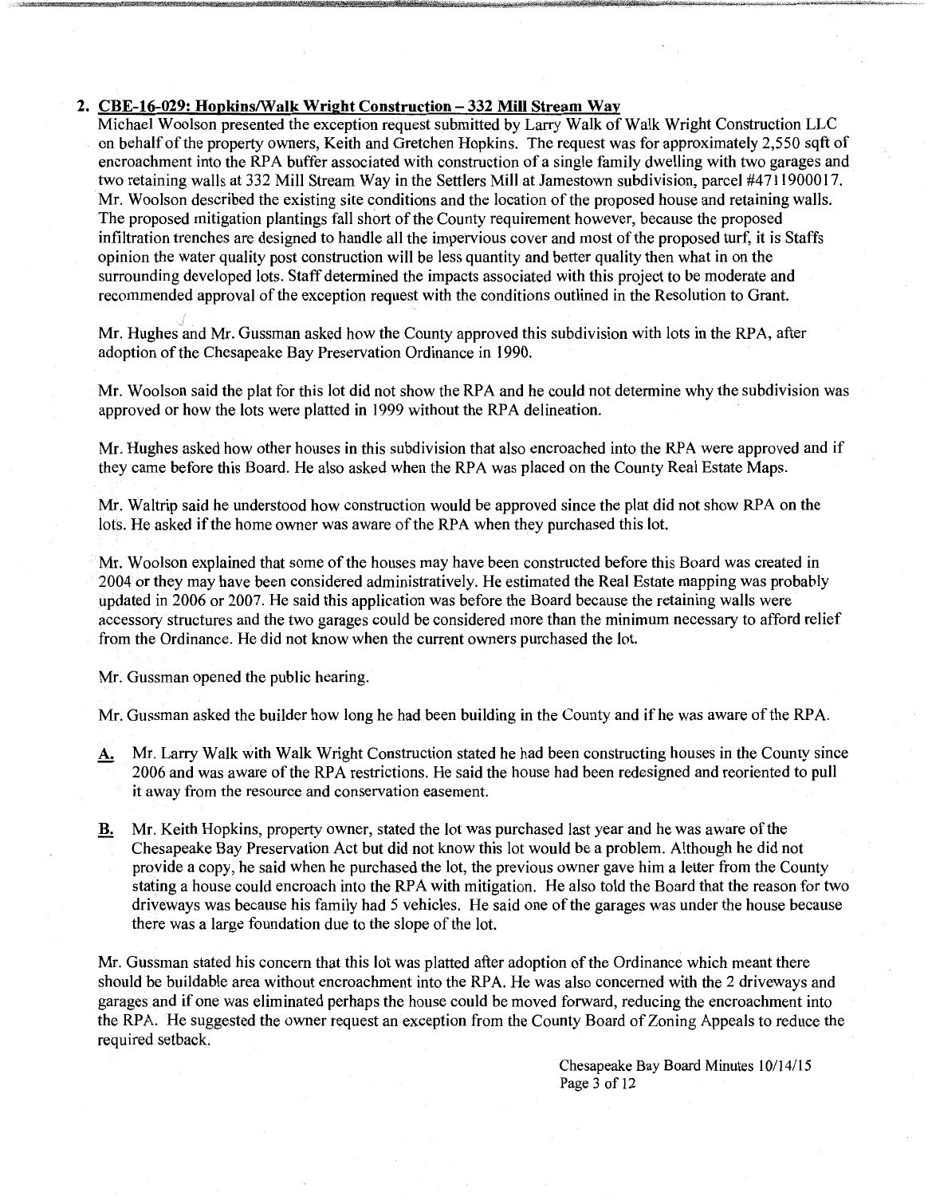**2. CBE-16-029: Hopkins/Walk Wright Construction – 332 Mill Stream Way**

Michael Woolson presented the exception request submitted by Larry Walk of Walk Wright Construction LLC on behalf of the property owners, Keith and Gretchen Hopkins. The request was for approximately 2,550 sqft of encroachment into the RPA buffer associated with construction of a single family dwelling with two garages and two retaining walls at 332 Mill Stream Way in the Settlers Mill at Jamestown subdivision, parcel #4711900017. Mr. Woolson described the existing site conditions and the location of the proposed house and retaining walls. The proposed mitigation plantings fall short of the County requirement however, because the proposed infiltration trenches are designed to handle all the impervious cover and most of the proposed turf, it is Staffs opinion the water quality post construction will be less quantity and better quality then what in on the surrounding developed lots. Staff determined the impacts associated with this project to be moderate and recommended approval of the exception request with the conditions outlined in the Resolution to Grant.

Mr. Hughes and Mr. Gussman asked how the County approved this subdivision with lots in the RPA, after adoption of the Chesapeake Bay Preservation Ordinance in 1990.

Mr. Woolson said the plat for this lot did not show the RPA and he could not determine why the subdivision was approved or how the lots were platted in 1999 without the RPA delineation.

Mr. Hughes asked how other houses in this subdivision that also encroached into the RPA were approved and if they came before this Board. He also asked when the RPA was placed on the County Real Estate Maps.

Mr. Waltrip said he understood how construction would be approved since the plat did not show RPA on the lots. He asked if the home owner was aware of the RPA when they purchased this lot.

Mr. Woolson explained that some of the houses may have been constructed before this Board was created in 2004 or they may have been considered administratively. He estimated the Real Estate mapping was probably updated in 2006 or 2007. He said this application was before the Board because the retaining walls were accessory structures and the two garages could be considered more than the minimum necessary to afford relief from the Ordinance. He did not know when the current owners purchased the lot.

Mr. Gussman opened the public hearing.

Mr. Gussman asked the builder how long he had been building in the County and if he was aware of the RPA.

**A.** Mr. Larry Walk with Walk Wright Construction stated he had been constructing houses in the County since 2006 and was aware of the RPA restrictions. He said the house had been redesigned and reoriented to pull it away from the resource and conservation easement.

**B.** Mr. Keith Hopkins, property owner, stated the lot was purchased last year and he was aware of the Chesapeake Bay Preservation Act but did not know this lot would be a problem. Although he did not provide a copy, he said when he purchased the lot, the previous owner gave him a letter from the County stating a house could encroach into the RPA with mitigation. He also told the Board that the reason for two driveways was because his family had 5 vehicles. He said one of the garages was under the house because there was a large foundation due to the slope of the lot.

Mr. Gussman stated his concern that this lot was platted after adoption of the Ordinance which meant there should be buildable area without encroachment into the RPA. He was also concerned with the 2 driveways and garages and if one was eliminated perhaps the house could be moved forward, reducing the encroachment into the RPA. He suggested the owner request an exception from the County Board of Zoning Appeals to reduce the required setback.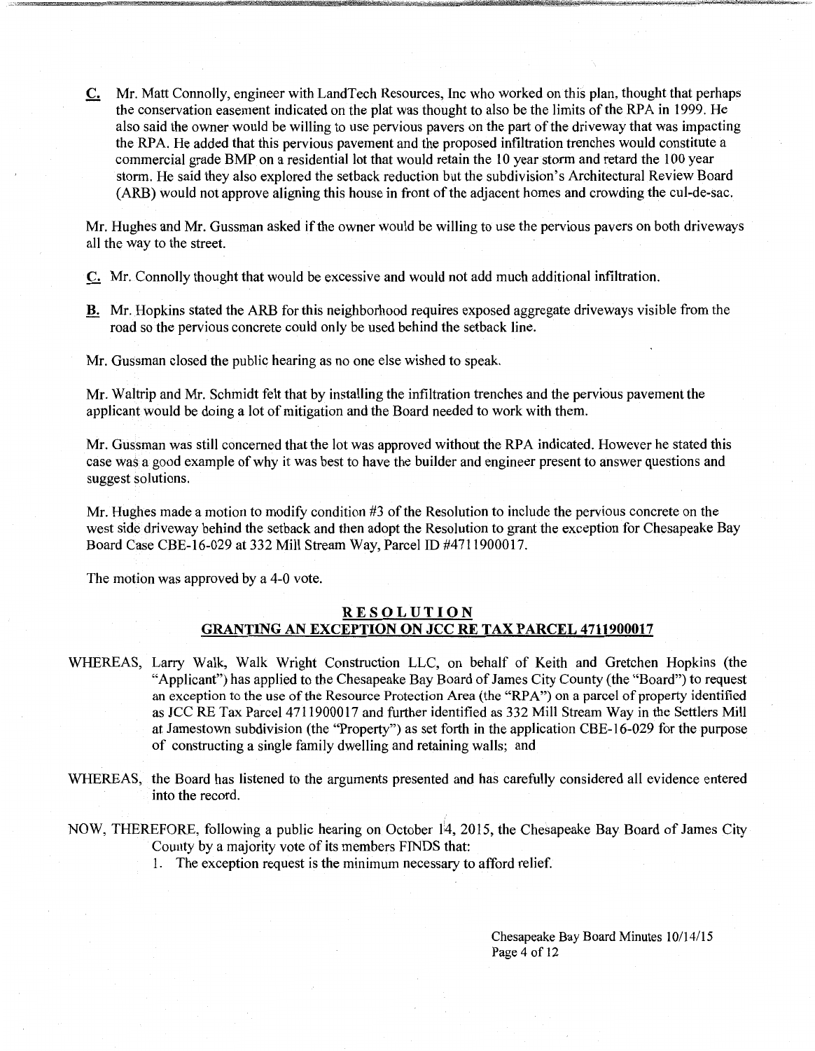__C.__ Mr. Matt Connolly, engineer with LandTech Resources, Inc who worked on this plan, thought that perhaps the conservation easement indicated on the plat was thought to also be the limits of the RPA in 1999. He also said the owner would be willing to use pervious pavers on the part of the driveway that was impacting the RPA. He added that this pervious pavement and the proposed infiltration trenches would constitute a commercial grade BMP on a residential lot that would retain the 10 year storm and retard the 100 year storm. He said they also explored the setback reduction but the subdivision's Architectural Review Board (ARB) would not approve aligning this house in front of the adjacent homes and crowding the cul-de-sac.

Mr. Hughes and Mr. Gussman asked if the owner would be willing to use the pervious pavers on both driveways all the way to the street.

__C.__ Mr. Connolly thought that would be excessive and would not add much additional infiltration.

__B.__ Mr. Hopkins stated the ARB for this neighborhood requires exposed aggregate driveways visible from the road so the pervious concrete could only be used behind the setback line.

Mr. Gussman closed the public hearing as no one else wished to speak.

Mr. Waltrip and Mr. Schmidt felt that by installing the infiltration trenches and the pervious pavement the applicant would be doing a lot of mitigation and the Board needed to work with them.

Mr. Gussman was still concerned that the lot was approved without the RPA indicated. However he stated this case was a good example of why it was best to have the builder and engineer present to answer questions and suggest solutions.

Mr. Hughes made a motion to modify condition #3 of the Resolution to include the pervious concrete on the west side driveway behind the setback and then adopt the Resolution to grant the exception for Chesapeake Bay Board Case CBE-16-029 at 332 Mill Stream Way, Parcel ID #4711900017.

The motion was approved by a 4-0 vote.

## RESOLUTION
## GRANTING AN EXCEPTION ON JCC RE TAX PARCEL 4711900017

WHEREAS, Larry Walk, Walk Wright Construction LLC, on behalf of Keith and Gretchen Hopkins (the "Applicant") has applied to the Chesapeake Bay Board of James City County (the "Board") to request an exception to the use of the Resource Protection Area (the "RPA") on a parcel of property identified as JCC RE Tax Parcel 4711900017 and further identified as 332 Mill Stream Way in the Settlers Mill at Jamestown subdivision (the "Property") as set forth in the application CBE-16-029 for the purpose of constructing a single family dwelling and retaining walls; and

WHEREAS, the Board has listened to the arguments presented and has carefully considered all evidence entered into the record.

NOW, THEREFORE, following a public hearing on October 14, 2015, the Chesapeake Bay Board of James City County by a majority vote of its members FINDS that:

1. The exception request is the minimum necessary to afford relief.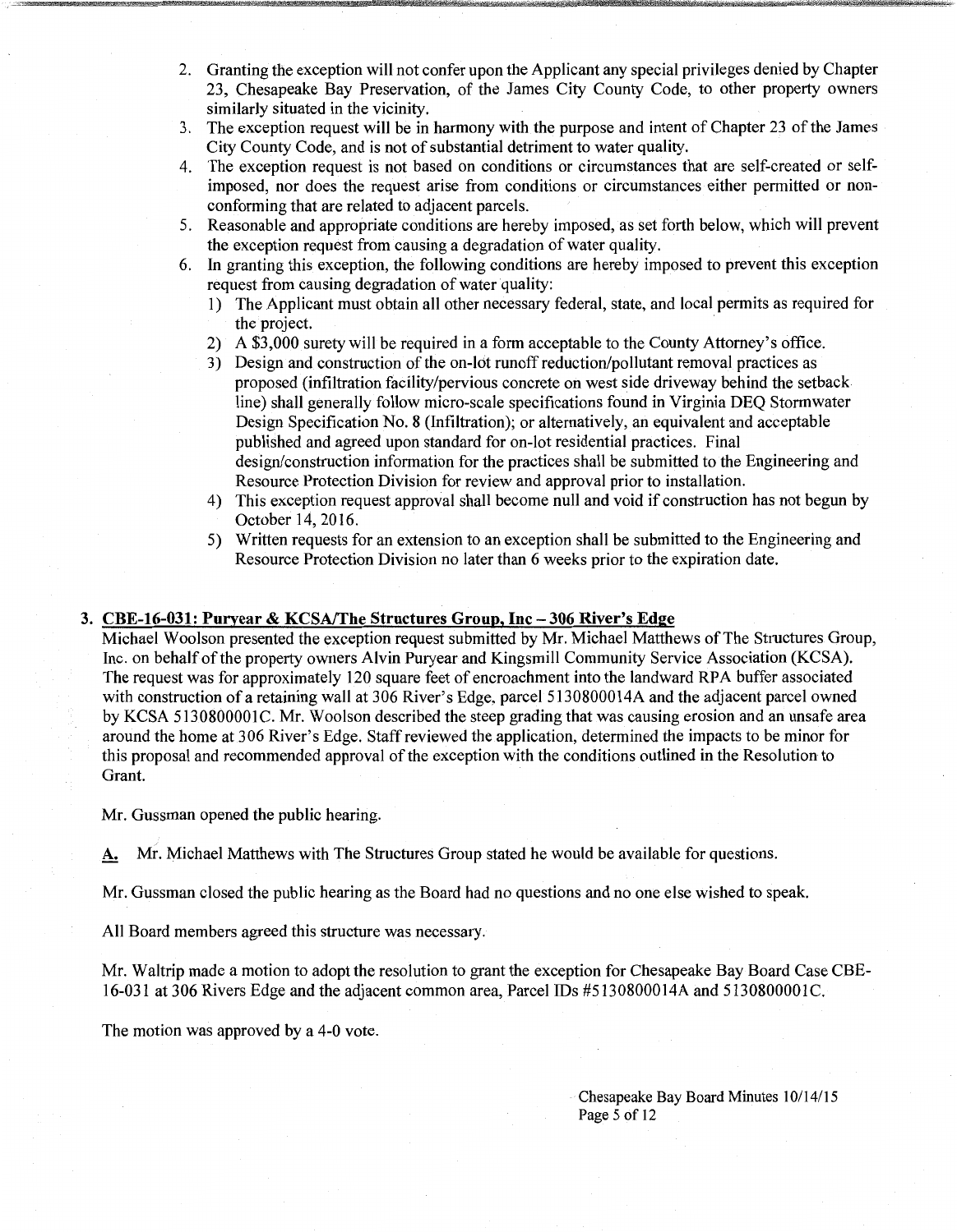2. Granting the exception will not confer upon the Applicant any special privileges denied by Chapter 23, Chesapeake Bay Preservation, of the James City County Code, to other property owners similarly situated in the vicinity.
3. The exception request will be in harmony with the purpose and intent of Chapter 23 of the James City County Code, and is not of substantial detriment to water quality.
4. The exception request is not based on conditions or circumstances that are self-created or self-imposed, nor does the request arise from conditions or circumstances either permitted or non-conforming that are related to adjacent parcels.
5. Reasonable and appropriate conditions are hereby imposed, as set forth below, which will prevent the exception request from causing a degradation of water quality.
6. In granting this exception, the following conditions are hereby imposed to prevent this exception request from causing degradation of water quality:
   1) The Applicant must obtain all other necessary federal, state, and local permits as required for the project.
   2) A $3,000 surety will be required in a form acceptable to the County Attorney's office.
   3) Design and construction of the on-lot runoff reduction/pollutant removal practices as proposed (infiltration facility/pervious concrete on west side driveway behind the setback line) shall generally follow micro-scale specifications found in Virginia DEQ Stormwater Design Specification No. 8 (Infiltration); or alternatively, an equivalent and acceptable published and agreed upon standard for on-lot residential practices. Final design/construction information for the practices shall be submitted to the Engineering and Resource Protection Division for review and approval prior to installation.
   4) This exception request approval shall become null and void if construction has not begun by October 14, 2016.
   5) Written requests for an extension to an exception shall be submitted to the Engineering and Resource Protection Division no later than 6 weeks prior to the expiration date.

**3. <u>CBE-16-031: Puryear & KCSA/The Structures Group, Inc – 306 River's Edge</u>**

Michael Woolson presented the exception request submitted by Mr. Michael Matthews of The Structures Group, Inc. on behalf of the property owners Alvin Puryear and Kingsmill Community Service Association (KCSA). The request was for approximately 120 square feet of encroachment into the landward RPA buffer associated with construction of a retaining wall at 306 River's Edge, parcel 5130800014A and the adjacent parcel owned by KCSA 5130800001C. Mr. Woolson described the steep grading that was causing erosion and an unsafe area around the home at 306 River's Edge. Staff reviewed the application, determined the impacts to be minor for this proposal and recommended approval of the exception with the conditions outlined in the Resolution to Grant.

Mr. Gussman opened the public hearing.

**<u>A.</u>** Mr. Michael Matthews with The Structures Group stated he would be available for questions.

Mr. Gussman closed the public hearing as the Board had no questions and no one else wished to speak.

All Board members agreed this structure was necessary.

Mr. Waltrip made a motion to adopt the resolution to grant the exception for Chesapeake Bay Board Case CBE-16-031 at 306 Rivers Edge and the adjacent common area, Parcel IDs #5130800014A and 5130800001C.

The motion was approved by a 4-0 vote.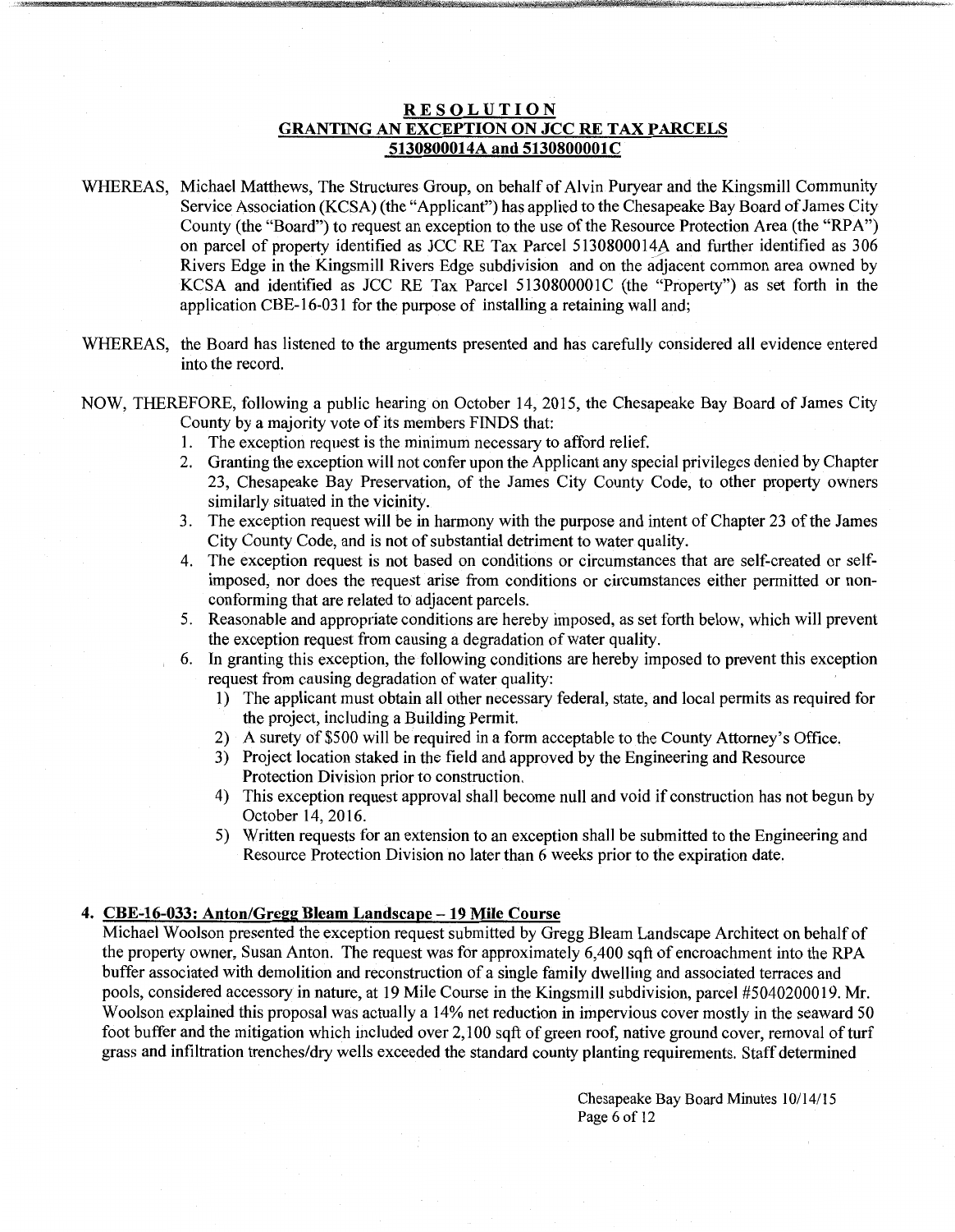## RESOLUTION
## GRANTING AN EXCEPTION ON JCC RE TAX PARCELS 5130800014A and 5130800001C

WHEREAS, Michael Matthews, The Structures Group, on behalf of Alvin Puryear and the Kingsmill Community Service Association (KCSA) (the "Applicant") has applied to the Chesapeake Bay Board of James City County (the "Board") to request an exception to the use of the Resource Protection Area (the "RPA") on parcel of property identified as JCC RE Tax Parcel 5130800014A and further identified as 306 Rivers Edge in the Kingsmill Rivers Edge subdivision and on the adjacent common area owned by KCSA and identified as JCC RE Tax Parcel 5130800001C (the "Property") as set forth in the application CBE-16-031 for the purpose of installing a retaining wall and;

WHEREAS, the Board has listened to the arguments presented and has carefully considered all evidence entered into the record.

NOW, THEREFORE, following a public hearing on October 14, 2015, the Chesapeake Bay Board of James City County by a majority vote of its members FINDS that:

1. The exception request is the minimum necessary to afford relief.
2. Granting the exception will not confer upon the Applicant any special privileges denied by Chapter 23, Chesapeake Bay Preservation, of the James City County Code, to other property owners similarly situated in the vicinity.
3. The exception request will be in harmony with the purpose and intent of Chapter 23 of the James City County Code, and is not of substantial detriment to water quality.
4. The exception request is not based on conditions or circumstances that are self-created or self-imposed, nor does the request arise from conditions or circumstances either permitted or non-conforming that are related to adjacent parcels.
5. Reasonable and appropriate conditions are hereby imposed, as set forth below, which will prevent the exception request from causing a degradation of water quality.
6. In granting this exception, the following conditions are hereby imposed to prevent this exception request from causing degradation of water quality:
   1) The applicant must obtain all other necessary federal, state, and local permits as required for the project, including a Building Permit.
   2) A surety of $500 will be required in a form acceptable to the County Attorney's Office.
   3) Project location staked in the field and approved by the Engineering and Resource Protection Division prior to construction.
   4) This exception request approval shall become null and void if construction has not begun by October 14, 2016.
   5) Written requests for an extension to an exception shall be submitted to the Engineering and Resource Protection Division no later than 6 weeks prior to the expiration date.

### 4. CBE-16-033: Anton/Gregg Bleam Landscape – 19 Mile Course

Michael Woolson presented the exception request submitted by Gregg Bleam Landscape Architect on behalf of the property owner, Susan Anton. The request was for approximately 6,400 sqft of encroachment into the RPA buffer associated with demolition and reconstruction of a single family dwelling and associated terraces and pools, considered accessory in nature, at 19 Mile Course in the Kingsmill subdivision, parcel #5040200019. Mr. Woolson explained this proposal was actually a 14% net reduction in impervious cover mostly in the seaward 50 foot buffer and the mitigation which included over 2,100 sqft of green roof, native ground cover, removal of turf grass and infiltration trenches/dry wells exceeded the standard county planting requirements. Staff determined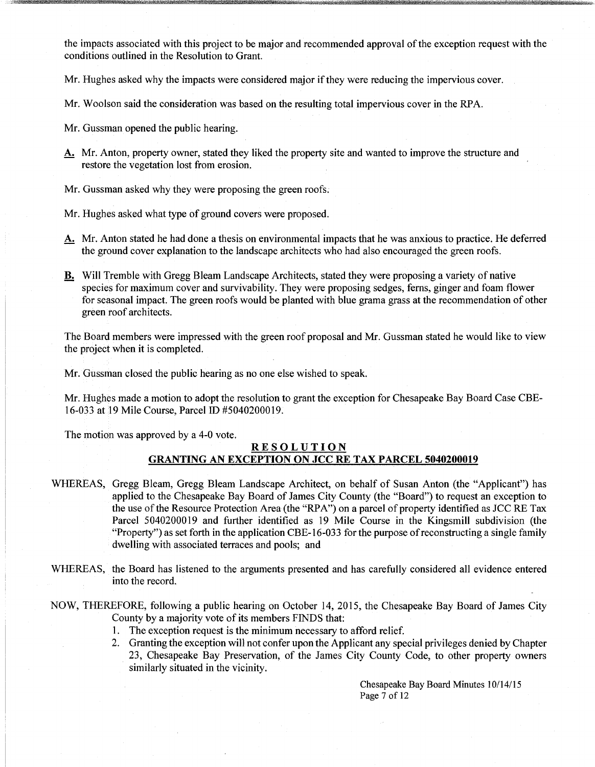the impacts associated with this project to be major and recommended approval of the exception request with the conditions outlined in the Resolution to Grant.

Mr. Hughes asked why the impacts were considered major if they were reducing the impervious cover.

Mr. Woolson said the consideration was based on the resulting total impervious cover in the RPA.

Mr. Gussman opened the public hearing.

**A.** Mr. Anton, property owner, stated they liked the property site and wanted to improve the structure and restore the vegetation lost from erosion.

Mr. Gussman asked why they were proposing the green roofs.

Mr. Hughes asked what type of ground covers were proposed.

**A.** Mr. Anton stated he had done a thesis on environmental impacts that he was anxious to practice. He deferred the ground cover explanation to the landscape architects who had also encouraged the green roofs.

**B.** Will Tremble with Gregg Bleam Landscape Architects, stated they were proposing a variety of native species for maximum cover and survivability. They were proposing sedges, ferns, ginger and foam flower for seasonal impact. The green roofs would be planted with blue grama grass at the recommendation of other green roof architects.

The Board members were impressed with the green roof proposal and Mr. Gussman stated he would like to view the project when it is completed.

Mr. Gussman closed the public hearing as no one else wished to speak.

Mr. Hughes made a motion to adopt the resolution to grant the exception for Chesapeake Bay Board Case CBE-16-033 at 19 Mile Course, Parcel ID #5040200019.

The motion was approved by a 4-0 vote.

## RESOLUTION

## GRANTING AN EXCEPTION ON JCC RE TAX PARCEL 5040200019

WHEREAS, Gregg Bleam, Gregg Bleam Landscape Architect, on behalf of Susan Anton (the "Applicant") has applied to the Chesapeake Bay Board of James City County (the "Board") to request an exception to the use of the Resource Protection Area (the "RPA") on a parcel of property identified as JCC RE Tax Parcel 5040200019 and further identified as 19 Mile Course in the Kingsmill subdivision (the "Property") as set forth in the application CBE-16-033 for the purpose of reconstructing a single family dwelling with associated terraces and pools; and

WHEREAS, the Board has listened to the arguments presented and has carefully considered all evidence entered into the record.

NOW, THEREFORE, following a public hearing on October 14, 2015, the Chesapeake Bay Board of James City County by a majority vote of its members FINDS that:

1. The exception request is the minimum necessary to afford relief.
2. Granting the exception will not confer upon the Applicant any special privileges denied by Chapter 23, Chesapeake Bay Preservation, of the James City County Code, to other property owners similarly situated in the vicinity.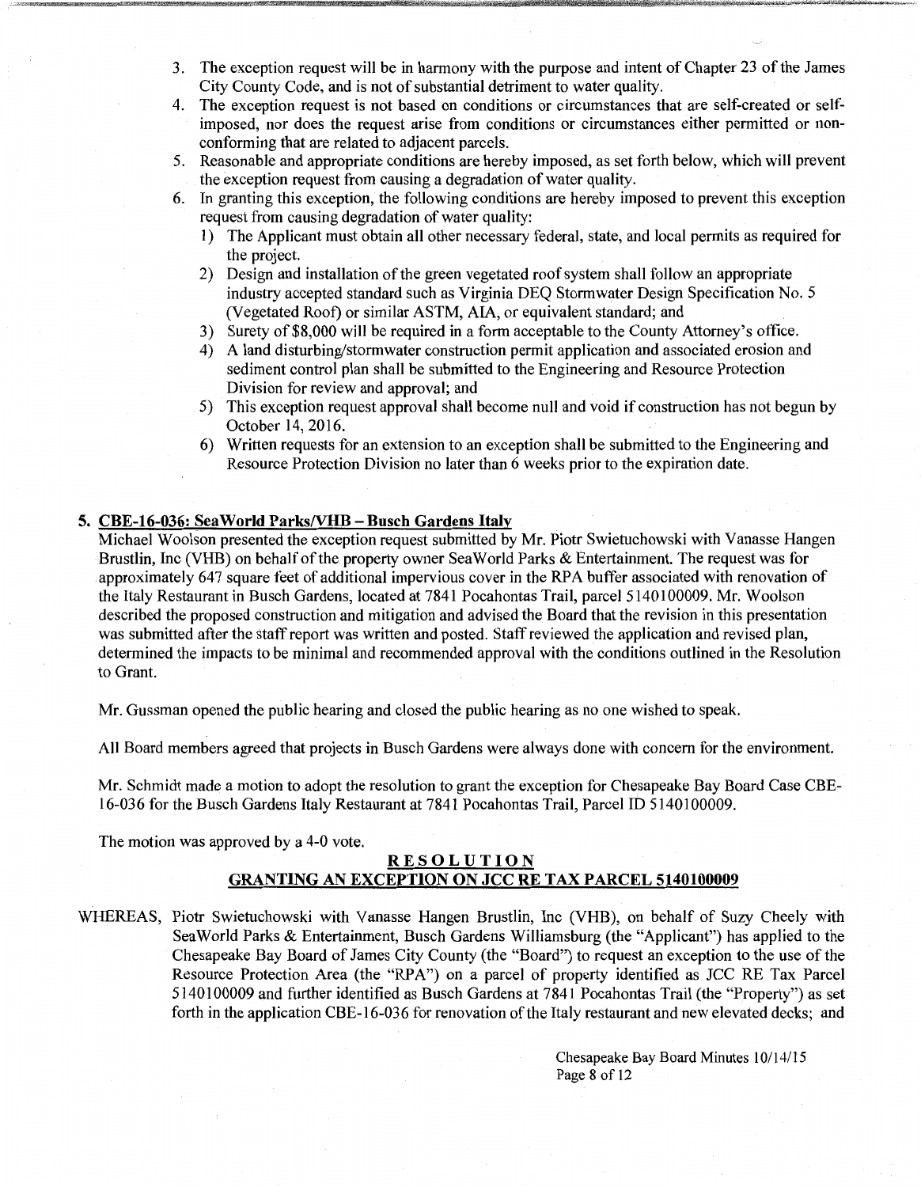3. The exception request will be in harmony with the purpose and intent of Chapter 23 of the James City County Code, and is not of substantial detriment to water quality.
4. The exception request is not based on conditions or circumstances that are self-created or self-imposed, nor does the request arise from conditions or circumstances either permitted or non-conforming that are related to adjacent parcels.
5. Reasonable and appropriate conditions are hereby imposed, as set forth below, which will prevent the exception request from causing a degradation of water quality.
6. In granting this exception, the following conditions are hereby imposed to prevent this exception request from causing degradation of water quality:
   1) The Applicant must obtain all other necessary federal, state, and local permits as required for the project.
   2) Design and installation of the green vegetated roof system shall follow an appropriate industry accepted standard such as Virginia DEQ Stormwater Design Specification No. 5 (Vegetated Roof) or similar ASTM, AIA, or equivalent standard; and
   3) Surety of $8,000 will be required in a form acceptable to the County Attorney's office.
   4) A land disturbing/stormwater construction permit application and associated erosion and sediment control plan shall be submitted to the Engineering and Resource Protection Division for review and approval; and
   5) This exception request approval shall become null and void if construction has not begun by October 14, 2016.
   6) Written requests for an extension to an exception shall be submitted to the Engineering and Resource Protection Division no later than 6 weeks prior to the expiration date.

**5. CBE-16-036: SeaWorld Parks/VHB – Busch Gardens Italy**

Michael Woolson presented the exception request submitted by Mr. Piotr Swietuchowski with Vanasse Hangen Brustlin, Inc (VHB) on behalf of the property owner SeaWorld Parks & Entertainment. The request was for approximately 647 square feet of additional impervious cover in the RPA buffer associated with renovation of the Italy Restaurant in Busch Gardens, located at 7841 Pocahontas Trail, parcel 5140100009. Mr. Woolson described the proposed construction and mitigation and advised the Board that the revision in this presentation was submitted after the staff report was written and posted. Staff reviewed the application and revised plan, determined the impacts to be minimal and recommended approval with the conditions outlined in the Resolution to Grant.

Mr. Gussman opened the public hearing and closed the public hearing as no one wished to speak.

All Board members agreed that projects in Busch Gardens were always done with concern for the environment.

Mr. Schmidt made a motion to adopt the resolution to grant the exception for Chesapeake Bay Board Case CBE-16-036 for the Busch Gardens Italy Restaurant at 7841 Pocahontas Trail, Parcel ID 5140100009.

The motion was approved by a 4-0 vote.

**RESOLUTION**

**GRANTING AN EXCEPTION ON JCC RE TAX PARCEL 5140100009**

WHEREAS, Piotr Swietuchowski with Vanasse Hangen Brustlin, Inc (VHB), on behalf of Suzy Cheely with SeaWorld Parks & Entertainment, Busch Gardens Williamsburg (the "Applicant") has applied to the Chesapeake Bay Board of James City County (the "Board") to request an exception to the use of the Resource Protection Area (the "RPA") on a parcel of property identified as JCC RE Tax Parcel 5140100009 and further identified as Busch Gardens at 7841 Pocahontas Trail (the "Property") as set forth in the application CBE-16-036 for renovation of the Italy restaurant and new elevated decks; and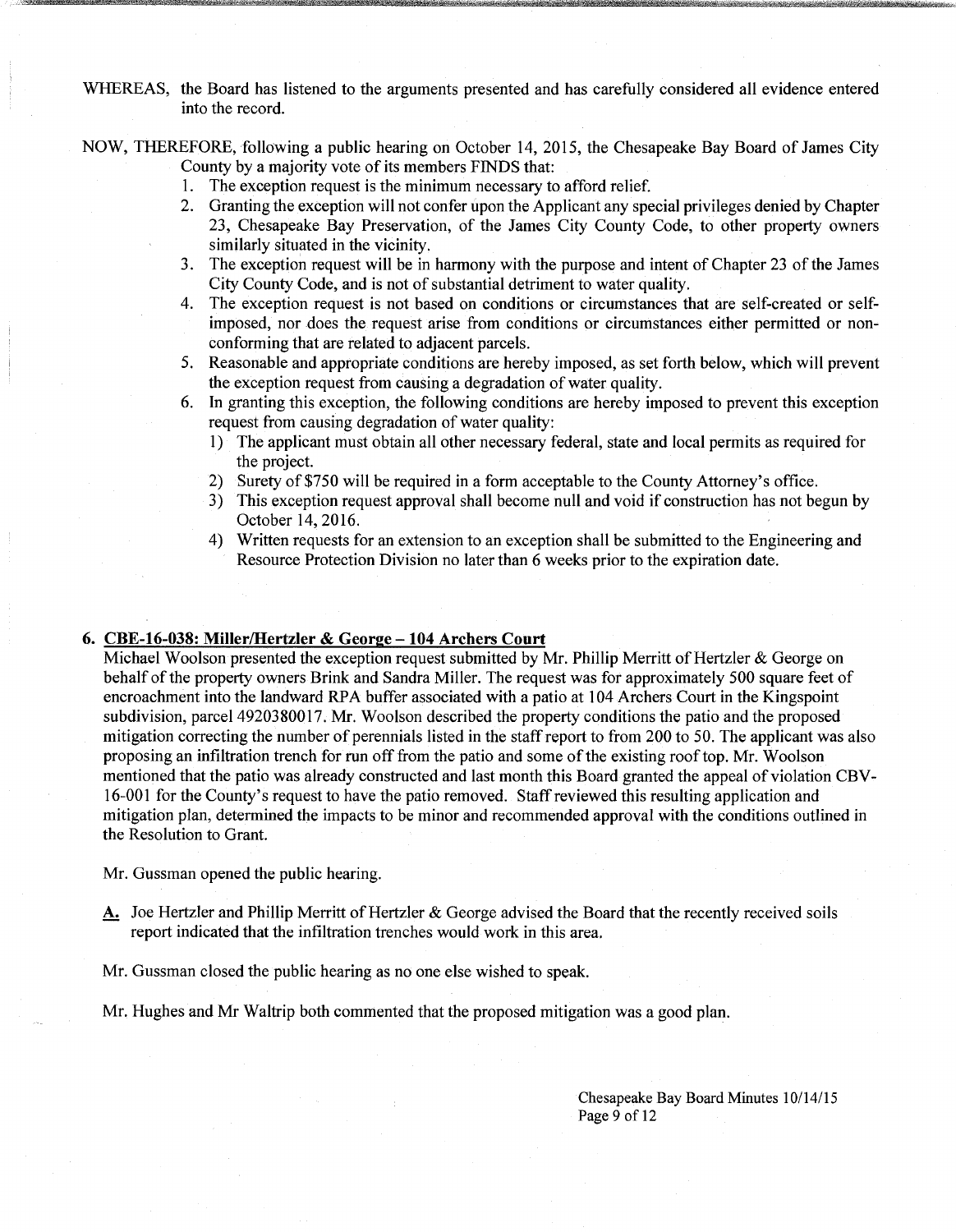WHEREAS, the Board has listened to the arguments presented and has carefully considered all evidence entered into the record.

NOW, THEREFORE, following a public hearing on October 14, 2015, the Chesapeake Bay Board of James City County by a majority vote of its members FINDS that:

1. The exception request is the minimum necessary to afford relief.
2. Granting the exception will not confer upon the Applicant any special privileges denied by Chapter 23, Chesapeake Bay Preservation, of the James City County Code, to other property owners similarly situated in the vicinity.
3. The exception request will be in harmony with the purpose and intent of Chapter 23 of the James City County Code, and is not of substantial detriment to water quality.
4. The exception request is not based on conditions or circumstances that are self-created or self-imposed, nor does the request arise from conditions or circumstances either permitted or non-conforming that are related to adjacent parcels.
5. Reasonable and appropriate conditions are hereby imposed, as set forth below, which will prevent the exception request from causing a degradation of water quality.
6. In granting this exception, the following conditions are hereby imposed to prevent this exception request from causing degradation of water quality:
   1) The applicant must obtain all other necessary federal, state and local permits as required for the project.
   2) Surety of $750 will be required in a form acceptable to the County Attorney's office.
   3) This exception request approval shall become null and void if construction has not begun by October 14, 2016.
   4) Written requests for an extension to an exception shall be submitted to the Engineering and Resource Protection Division no later than 6 weeks prior to the expiration date.

**6. <u>CBE-16-038: Miller/Hertzler & George – 104 Archers Court</u>**

Michael Woolson presented the exception request submitted by Mr. Phillip Merritt of Hertzler & George on behalf of the property owners Brink and Sandra Miller. The request was for approximately 500 square feet of encroachment into the landward RPA buffer associated with a patio at 104 Archers Court in the Kingspoint subdivision, parcel 4920380017. Mr. Woolson described the property conditions the patio and the proposed mitigation correcting the number of perennials listed in the staff report to from 200 to 50. The applicant was also proposing an infiltration trench for run off from the patio and some of the existing roof top. Mr. Woolson mentioned that the patio was already constructed and last month this Board granted the appeal of violation CBV-16-001 for the County's request to have the patio removed. Staff reviewed this resulting application and mitigation plan, determined the impacts to be minor and recommended approval with the conditions outlined in the Resolution to Grant.

Mr. Gussman opened the public hearing.

**<u>A.</u>** Joe Hertzler and Phillip Merritt of Hertzler & George advised the Board that the recently received soils report indicated that the infiltration trenches would work in this area.

Mr. Gussman closed the public hearing as no one else wished to speak.

Mr. Hughes and Mr Waltrip both commented that the proposed mitigation was a good plan.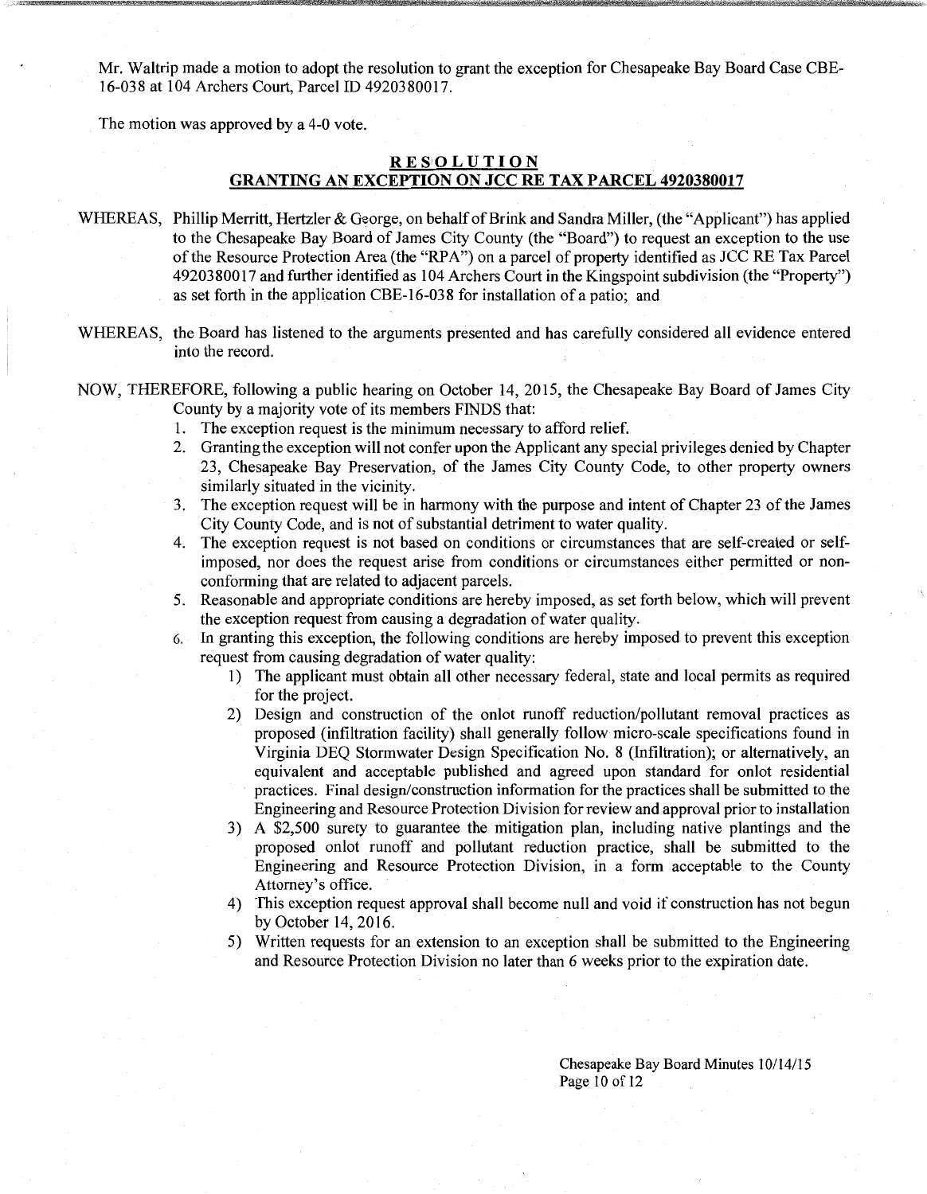Mr. Waltrip made a motion to adopt the resolution to grant the exception for Chesapeake Bay Board Case CBE-16-038 at 104 Archers Court, Parcel ID 4920380017.

The motion was approved by a 4-0 vote.

## RESOLUTION
## GRANTING AN EXCEPTION ON JCC RE TAX PARCEL 4920380017

WHEREAS, Phillip Merritt, Hertzler & George, on behalf of Brink and Sandra Miller, (the "Applicant") has applied to the Chesapeake Bay Board of James City County (the "Board") to request an exception to the use of the Resource Protection Area (the "RPA") on a parcel of property identified as JCC RE Tax Parcel 4920380017 and further identified as 104 Archers Court in the Kingspoint subdivision (the "Property") as set forth in the application CBE-16-038 for installation of a patio; and

WHEREAS, the Board has listened to the arguments presented and has carefully considered all evidence entered into the record.

NOW, THEREFORE, following a public hearing on October 14, 2015, the Chesapeake Bay Board of James City County by a majority vote of its members FINDS that:

1. The exception request is the minimum necessary to afford relief.
2. Granting the exception will not confer upon the Applicant any special privileges denied by Chapter 23, Chesapeake Bay Preservation, of the James City County Code, to other property owners similarly situated in the vicinity.
3. The exception request will be in harmony with the purpose and intent of Chapter 23 of the James City County Code, and is not of substantial detriment to water quality.
4. The exception request is not based on conditions or circumstances that are self-created or self-imposed, nor does the request arise from conditions or circumstances either permitted or non-conforming that are related to adjacent parcels.
5. Reasonable and appropriate conditions are hereby imposed, as set forth below, which will prevent the exception request from causing a degradation of water quality.
6. In granting this exception, the following conditions are hereby imposed to prevent this exception request from causing degradation of water quality:
   1) The applicant must obtain all other necessary federal, state and local permits as required for the project.
   2) Design and construction of the onlot runoff reduction/pollutant removal practices as proposed (infiltration facility) shall generally follow micro-scale specifications found in Virginia DEQ Stormwater Design Specification No. 8 (Infiltration); or alternatively, an equivalent and acceptable published and agreed upon standard for onlot residential practices. Final design/construction information for the practices shall be submitted to the Engineering and Resource Protection Division for review and approval prior to installation
   3) A $2,500 surety to guarantee the mitigation plan, including native plantings and the proposed onlot runoff and pollutant reduction practice, shall be submitted to the Engineering and Resource Protection Division, in a form acceptable to the County Attorney's office.
   4) This exception request approval shall become null and void if construction has not begun by October 14, 2016.
   5) Written requests for an extension to an exception shall be submitted to the Engineering and Resource Protection Division no later than 6 weeks prior to the expiration date.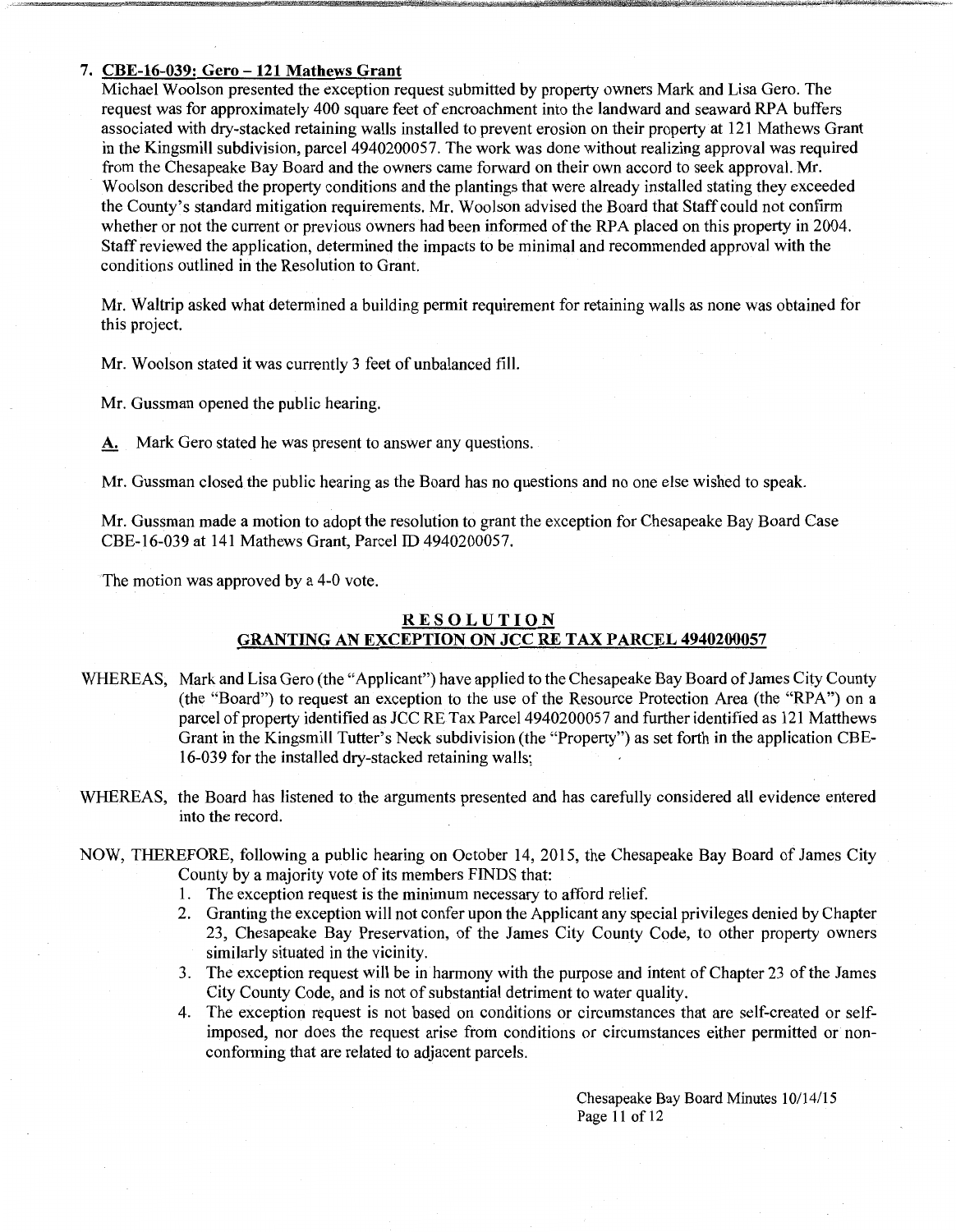### 7. CBE-16-039: Gero – 121 Mathews Grant

Michael Woolson presented the exception request submitted by property owners Mark and Lisa Gero. The request was for approximately 400 square feet of encroachment into the landward and seaward RPA buffers associated with dry-stacked retaining walls installed to prevent erosion on their property at 121 Mathews Grant in the Kingsmill subdivision, parcel 4940200057. The work was done without realizing approval was required from the Chesapeake Bay Board and the owners came forward on their own accord to seek approval. Mr. Woolson described the property conditions and the plantings that were already installed stating they exceeded the County's standard mitigation requirements. Mr. Woolson advised the Board that Staff could not confirm whether or not the current or previous owners had been informed of the RPA placed on this property in 2004. Staff reviewed the application, determined the impacts to be minimal and recommended approval with the conditions outlined in the Resolution to Grant.

Mr. Waltrip asked what determined a building permit requirement for retaining walls as none was obtained for this project.

Mr. Woolson stated it was currently 3 feet of unbalanced fill.

Mr. Gussman opened the public hearing.

**A.** Mark Gero stated he was present to answer any questions.

Mr. Gussman closed the public hearing as the Board has no questions and no one else wished to speak.

Mr. Gussman made a motion to adopt the resolution to grant the exception for Chesapeake Bay Board Case CBE-16-039 at 141 Mathews Grant, Parcel ID 4940200057.

The motion was approved by a 4-0 vote.

## RESOLUTION
## GRANTING AN EXCEPTION ON JCC RE TAX PARCEL 4940200057

WHEREAS, Mark and Lisa Gero (the "Applicant") have applied to the Chesapeake Bay Board of James City County (the "Board") to request an exception to the use of the Resource Protection Area (the "RPA") on a parcel of property identified as JCC RE Tax Parcel 4940200057 and further identified as 121 Matthews Grant in the Kingsmill Tutter's Neck subdivision (the "Property") as set forth in the application CBE-16-039 for the installed dry-stacked retaining walls;

WHEREAS, the Board has listened to the arguments presented and has carefully considered all evidence entered into the record.

NOW, THEREFORE, following a public hearing on October 14, 2015, the Chesapeake Bay Board of James City County by a majority vote of its members FINDS that:

1. The exception request is the minimum necessary to afford relief.
2. Granting the exception will not confer upon the Applicant any special privileges denied by Chapter 23, Chesapeake Bay Preservation, of the James City County Code, to other property owners similarly situated in the vicinity.
3. The exception request will be in harmony with the purpose and intent of Chapter 23 of the James City County Code, and is not of substantial detriment to water quality.
4. The exception request is not based on conditions or circumstances that are self-created or self-imposed, nor does the request arise from conditions or circumstances either permitted or non-conforming that are related to adjacent parcels.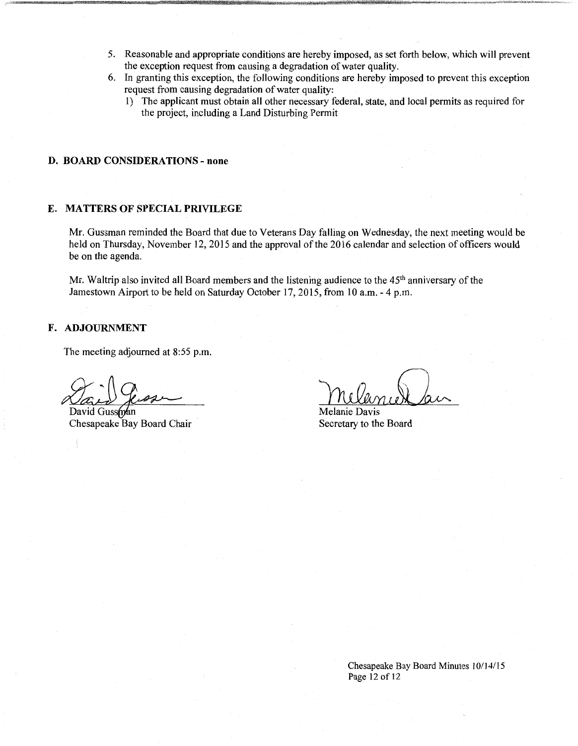5. Reasonable and appropriate conditions are hereby imposed, as set forth below, which will prevent the exception request from causing a degradation of water quality.
6. In granting this exception, the following conditions are hereby imposed to prevent this exception request from causing degradation of water quality:
   1) The applicant must obtain all other necessary federal, state, and local permits as required for the project, including a Land Disturbing Permit

## D. BOARD CONSIDERATIONS - none

## E. MATTERS OF SPECIAL PRIVILEGE

Mr. Gussman reminded the Board that due to Veterans Day falling on Wednesday, the next meeting would be held on Thursday, November 12, 2015 and the approval of the 2016 calendar and selection of officers would be on the agenda.

Mr. Waltrip also invited all Board members and the listening audience to the 45th anniversary of the Jamestown Airport to be held on Saturday October 17, 2015, from 10 a.m. - 4 p.m.

## F. ADJOURNMENT

The meeting adjourned at 8:55 p.m.

David Gussman
Chesapeake Bay Board Chair

Melanie Davis
Secretary to the Board